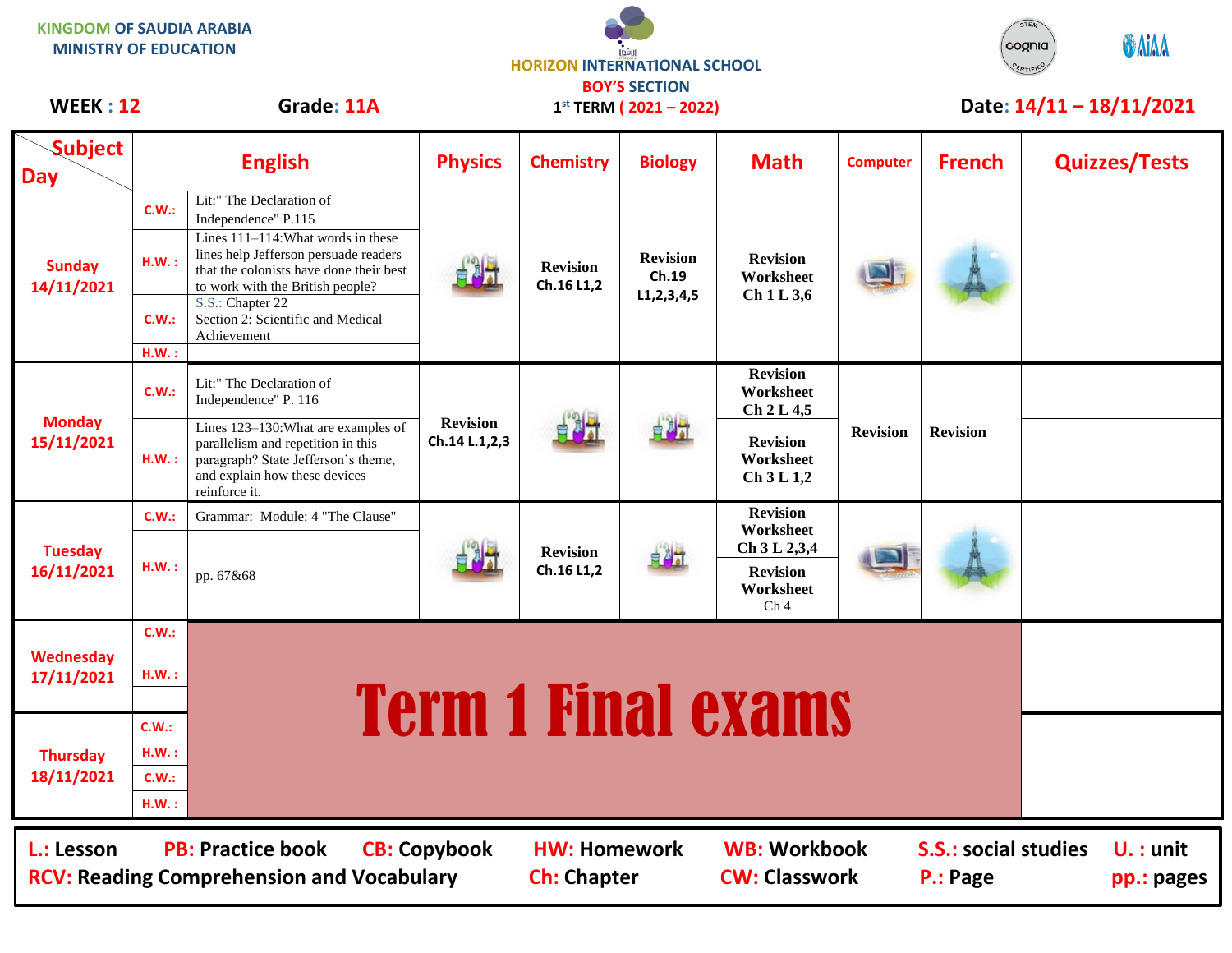KINGDOM OF SAUDIA ARABIA
MINISTRY OF EDUCATION

HORIZON INTERNATIONAL SCHOOL
BOY'S SECTION
1st TERM ( 2021 – 2022)

**WEEK : 12** **Grade: 11A** **Date: 14/11 – 18/11/2021**

| Subject / Day | | English | Physics | Chemistry | Biology | Math | Computer | French | Quizzes/Tests |
|---|---|---|---|---|---|---|---|---|---|
| Sunday 14/11/2021 | C.W.: | Lit:" The Declaration of Independence" P.115 | | Revision Ch.16 L1,2 | Revision Ch.19 L1,2,3,4,5 | Revision Worksheet Ch 1 L 3,6 | | | |
| | H.W. : | Lines 111–114:What words in these lines help Jefferson persuade readers that the colonists have done their best to work with the British people? | | | | | | | |
| | C.W.: | S.S.: Chapter 22 Section 2: Scientific and Medical Achievement | | | | | | | |
| | H.W. : | | | | | | | | |
| Monday 15/11/2021 | C.W.: | Lit:" The Declaration of Independence" P. 116 | Revision Ch.14 L.1,2,3 | | | Revision Worksheet Ch 2 L 4,5 | Revision | Revision | |
| | H.W. : | Lines 123–130:What are examples of parallelism and repetition in this paragraph? State Jefferson's theme, and explain how these devices reinforce it. | | | | Revision Worksheet Ch 3 L 1,2 | | | |
| Tuesday 16/11/2021 | C.W.: | Grammar: Module: 4 "The Clause" | | Revision Ch.16 L1,2 | | Revision Worksheet Ch 3 L 2,3,4 | | | |
| | H.W. : | pp. 67&68 | | | | Revision Worksheet Ch 4 | | | |
| Wednesday 17/11/2021 | C.W.: | Term 1 Final exams | | | | | | | |
| | H.W. : | | | | | | | | |
| Thursday 18/11/2021 | C.W.: | | | | | | | | |
| | H.W. : | | | | | | | | |
| | C.W.: | | | | | | | | |
| | H.W. : | | | | | | | | |

**L.:** Lesson **PB:** Practice book **CB:** Copybook **HW:** Homework **WB:** Workbook **S.S.:** social studies **U. :** unit
**RCV:** Reading Comprehension and Vocabulary **Ch:** Chapter **CW:** Classwork **P.:** Page **pp.:** pages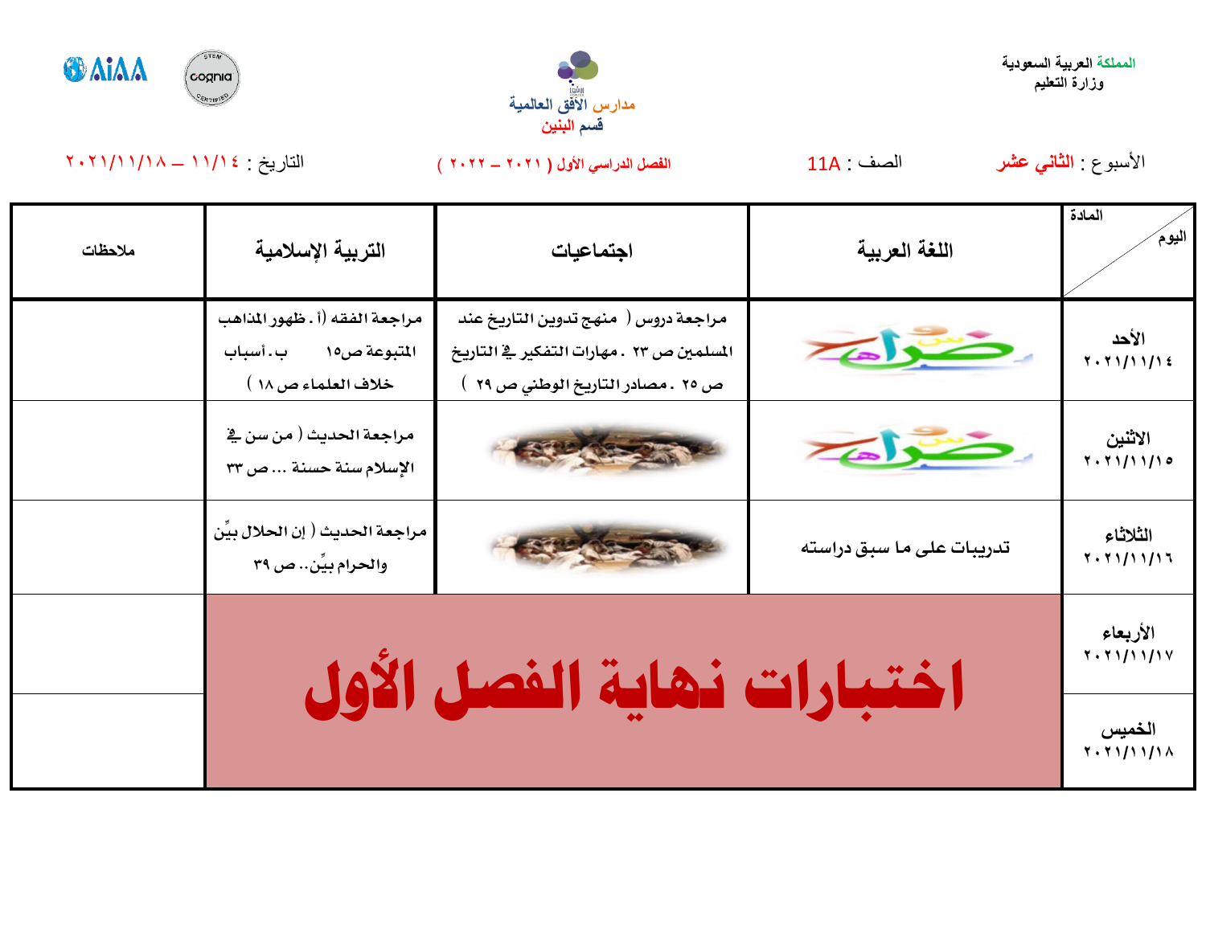المملكة العربية السعودية
وزارة التعليم

مدارس الأفق العالمية
قسم البنين

الأسبوع : الثاني عشر    الصف : 11A    الفصل الدراسي الأول ( ٢٠٢١ – ٢٠٢٢ )    التاريخ : ١١/١٤ – ٢٠٢١/١١/١٨

| المادة / اليوم | اللغة العربية | اجتماعيات | التربية الإسلامية | ملاحظات |
|---|---|---|---|---|
| الأحد ٢٠٢١/١١/١٤ | | مراجعة دروس ( منهج تدوين التاريخ عند المسلمين ص ٢٣ . مهارات التفكير في التاريخ ص ٢٥ . مصادر التاريخ الوطني ص ٢٩ ) | مراجعة الفقه ( أ . ظهور المذاهب المتبوعة ص١٥ ب . أسباب خلاف العلماء ص ١٨ ) | |
| الاثنين ٢٠٢١/١١/١٥ | | | مراجعة الحديث ( من سن في الإسلام سنة حسنة ... ص ٣٣ | |
| الثلاثاء ٢٠٢١/١١/١٦ | تدريبات على ما سبق دراسته | | مراجعة الحديث ( إن الحلال بيِّن والحرام بيِّن.. ص ٣٩ | |
| الأربعاء ٢٠٢١/١١/١٧ | اختبارات نهاية الفصل الأول | | | |
| الخميس ٢٠٢١/١١/١٨ | | | | |